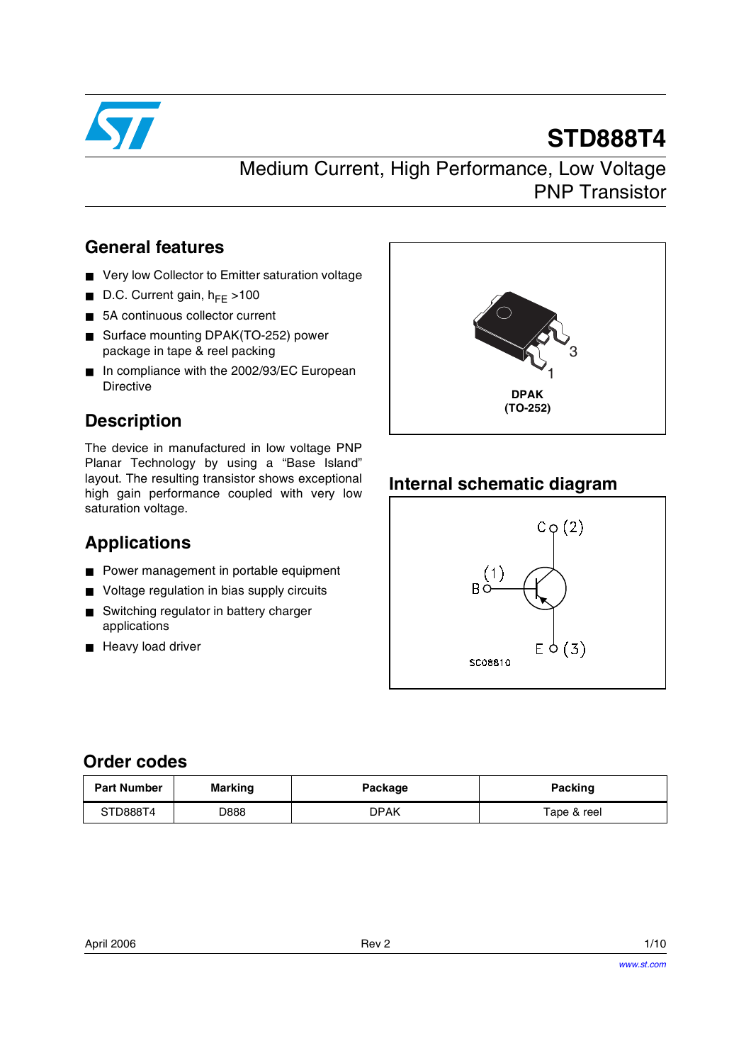# STD888T4

## Medium Current, High Performance, Low Voltage PNP Transistor

## General features

- Very low Collector to Emitter saturation voltage
- D.C. Current gain, $h_{FE}$ >100
- 5A continuous collector current
- Surface mounting DPAK(TO-252) power package in tape & reel packing
- In compliance with the 2002/93/EC European Directive

DPAK
(TO-252)

## Description

The device in manufactured in low voltage PNP Planar Technology by using a "Base Island" layout. The resulting transistor shows exceptional high gain performance coupled with very low saturation voltage.

## Internal schematic diagram

## Applications

- Power management in portable equipment
- Voltage regulation in bias supply circuits
- Switching regulator in battery charger applications
- Heavy load driver

## Order codes

| Part Number | Marking | Package | Packing |
|---|---|---|---|
| STD888T4 | D888 | DPAK | Tape & reel |

April 2006 Rev 2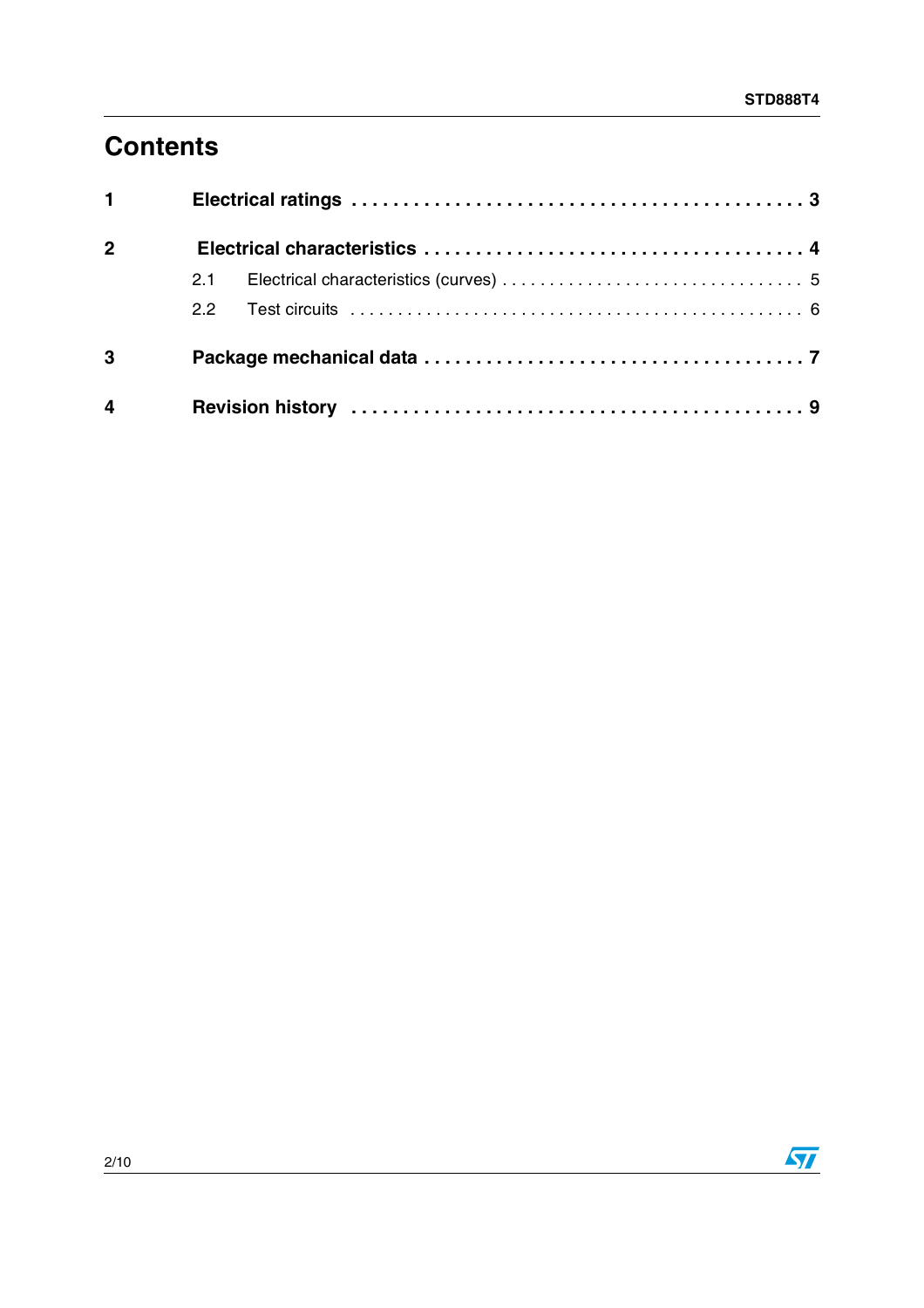# Contents

**1 Electrical ratings . . . . . . . . . . . . . . . . . . . . . . . . . . . . . . . . . . . . . . . . . 3**

**2 Electrical characteristics . . . . . . . . . . . . . . . . . . . . . . . . . . . . . . . . . . . 4**

2.1 Electrical characteristics (curves) . . . . . . . . . . . . . . . . . . . . . . . . . . . . . . . 5

2.2 Test circuits . . . . . . . . . . . . . . . . . . . . . . . . . . . . . . . . . . . . . . . . . . . . . . 6

**3 Package mechanical data . . . . . . . . . . . . . . . . . . . . . . . . . . . . . . . . . . . 7**

**4 Revision history . . . . . . . . . . . . . . . . . . . . . . . . . . . . . . . . . . . . . . . . . 9**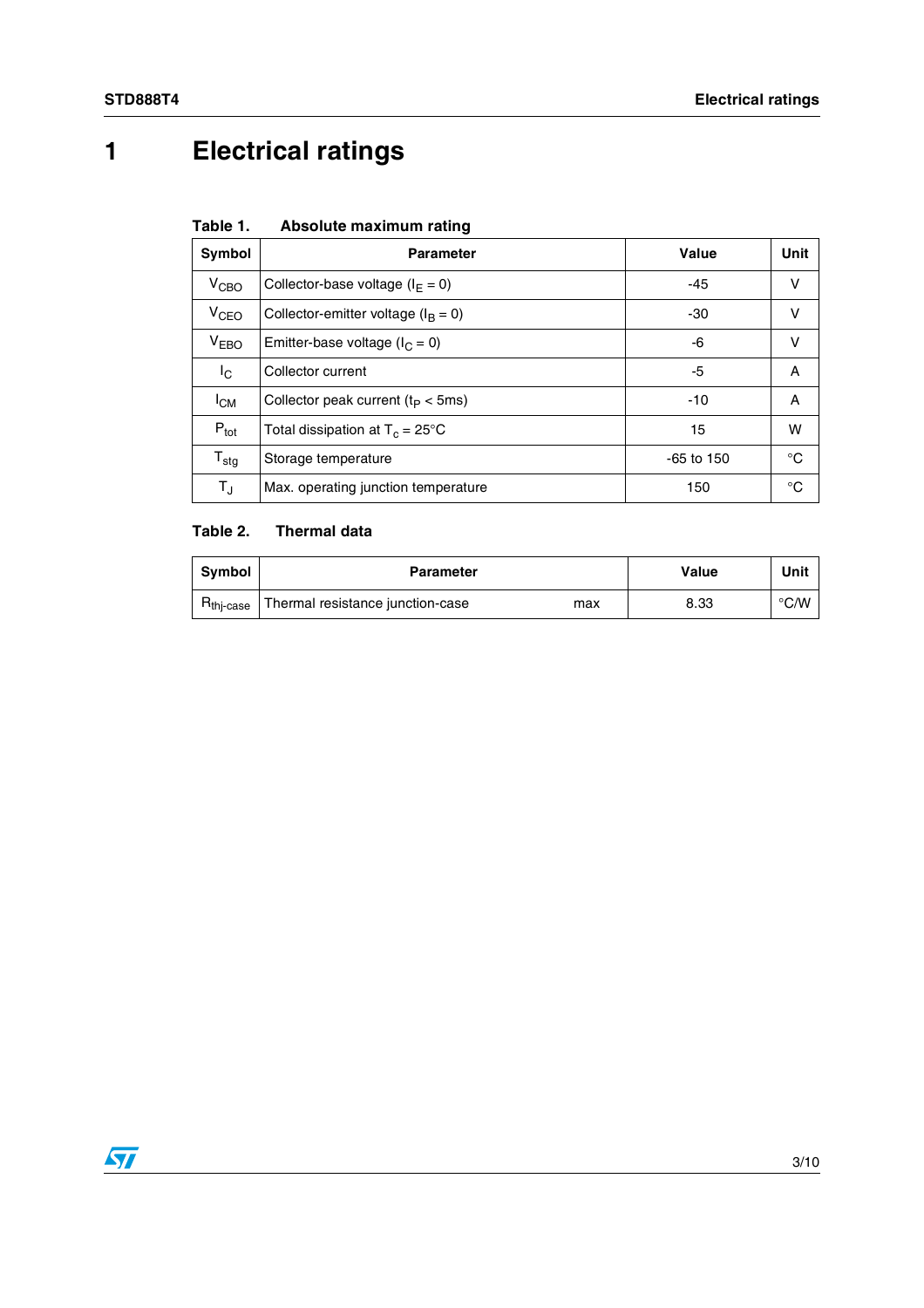# 1 Electrical ratings

**Table 1. Absolute maximum rating**

| Symbol | Parameter | Value | Unit |
|---|---|---|---|
| $V_{CBO}$ | Collector-base voltage ($I_E = 0$) | -45 | V |
| $V_{CEO}$ | Collector-emitter voltage ($I_B = 0$) | -30 | V |
| $V_{EBO}$ | Emitter-base voltage ($I_C = 0$) | -6 | V |
| $I_C$ | Collector current | -5 | A |
| $I_{CM}$ | Collector peak current ($t_P < 5ms$) | -10 | A |
| $P_{tot}$ | Total dissipation at $T_c = 25°C$ | 15 | W |
| $T_{stg}$ | Storage temperature | -65 to 150 | °C |
| $T_J$ | Max. operating junction temperature | 150 | °C |

**Table 2. Thermal data**

| Symbol | Parameter | | Value | Unit |
|---|---|---|---|---|
| $R_{thj\text{-}case}$ | Thermal resistance junction-case | max | 8.33 | °C/W |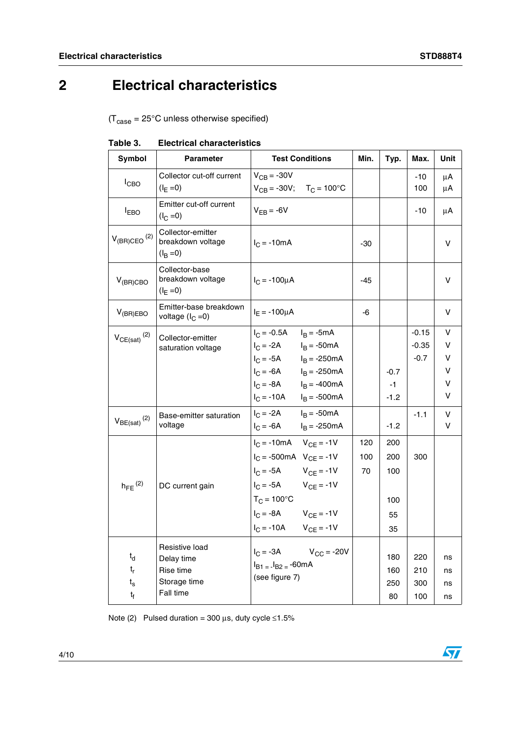# 2 Electrical characteristics

($T_{case}$ = 25°C unless otherwise specified)

**Table 3. Electrical characteristics**

| Symbol | Parameter | Test Conditions | Min. | Typ. | Max. | Unit |
|---|---|---|---|---|---|---|
| $I_{CBO}$ | Collector cut-off current ($I_E$ =0) | $V_{CB}$ = -30V<br>$V_{CB}$ = -30V; $T_C$ = 100°C | | | -10<br>100 | µA<br>µA |
| $I_{EBO}$ | Emitter cut-off current ($I_C$ =0) | $V_{EB}$ = -6V | | | -10 | µA |
| $V_{(BR)CEO}$ (2) | Collector-emitter breakdown voltage ($I_B$ =0) | $I_C$ = -10mA | -30 | | | V |
| $V_{(BR)CBO}$ | Collector-base breakdown voltage ($I_E$ =0) | $I_C$ = -100µA | -45 | | | V |
| $V_{(BR)EBO}$ | Emitter-base breakdown voltage ($I_C$ =0) | $I_E$ = -100µA | -6 | | | V |
| $V_{CE(sat)}$ (2) | Collector-emitter saturation voltage | $I_C$ = -0.5A $I_B$ = -5mA<br>$I_C$ = -2A $I_B$ = -50mA<br>$I_C$ = -5A $I_B$ = -250mA<br>$I_C$ = -6A $I_B$ = -250mA<br>$I_C$ = -8A $I_B$ = -400mA<br>$I_C$ = -10A $I_B$ = -500mA | | <br><br><br>-0.7<br>-1<br>-1.2 | -0.15<br>-0.35<br>-0.7 | V<br>V<br>V<br>V<br>V<br>V |
| $V_{BE(sat)}$ (2) | Base-emitter saturation voltage | $I_C$ = -2A $I_B$ = -50mA<br>$I_C$ = -6A $I_B$ = -250mA | | <br>-1.2 | -1.1 | V<br>V |
| $h_{FE}$ (2) | DC current gain | $I_C$ = -10mA $V_{CE}$ = -1V<br>$I_C$ = -500mA $V_{CE}$ = -1V<br>$I_C$ = -5A $V_{CE}$ = -1V<br>$I_C$ = -5A $V_{CE}$ = -1V $T_C$ = 100°C<br>$I_C$ = -8A $V_{CE}$ = -1V<br>$I_C$ = -10A $V_{CE}$ = -1V | 120<br>100<br>70 | 200<br>200<br>100<br>100<br>55<br>35 | <br>300 | |
| $t_d$<br>$t_r$<br>$t_s$<br>$t_f$ | Resistive load<br>Delay time<br>Rise time<br>Storage time<br>Fall time | $I_C$ = -3A $V_{CC}$ = -20V<br>$I_{B1}$ = -$I_{B2}$ = -60mA<br>(see figure 7) | | 180<br>160<br>250<br>80 | 220<br>210<br>300<br>100 | ns<br>ns<br>ns<br>ns |

Note (2) Pulsed duration = 300 µs, duty cycle ≤1.5%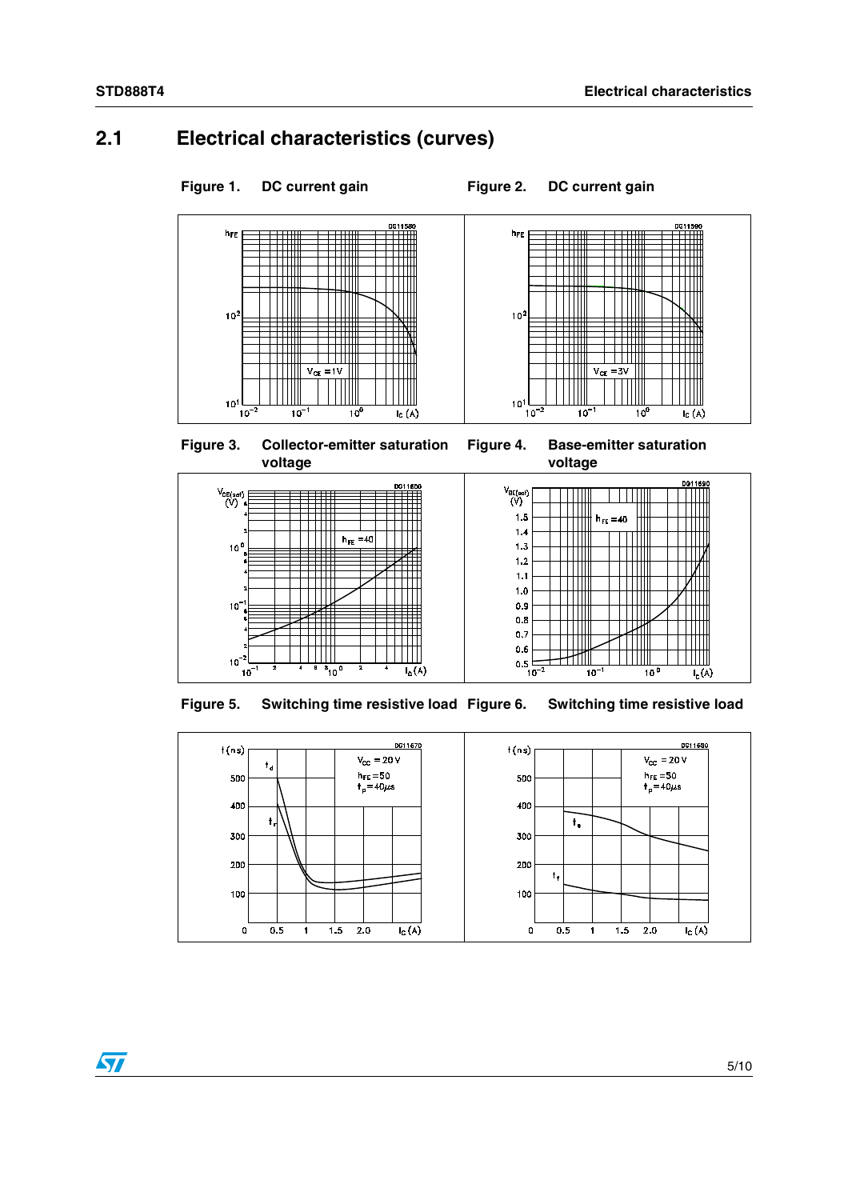## 2.1 Electrical characteristics (curves)

**Figure 1. DC current gain**

**Figure 2. DC current gain**

**Figure 3. Collector-emitter saturation voltage**

**Figure 4. Base-emitter saturation voltage**

**Figure 5. Switching time resistive load**

**Figure 6. Switching time resistive load**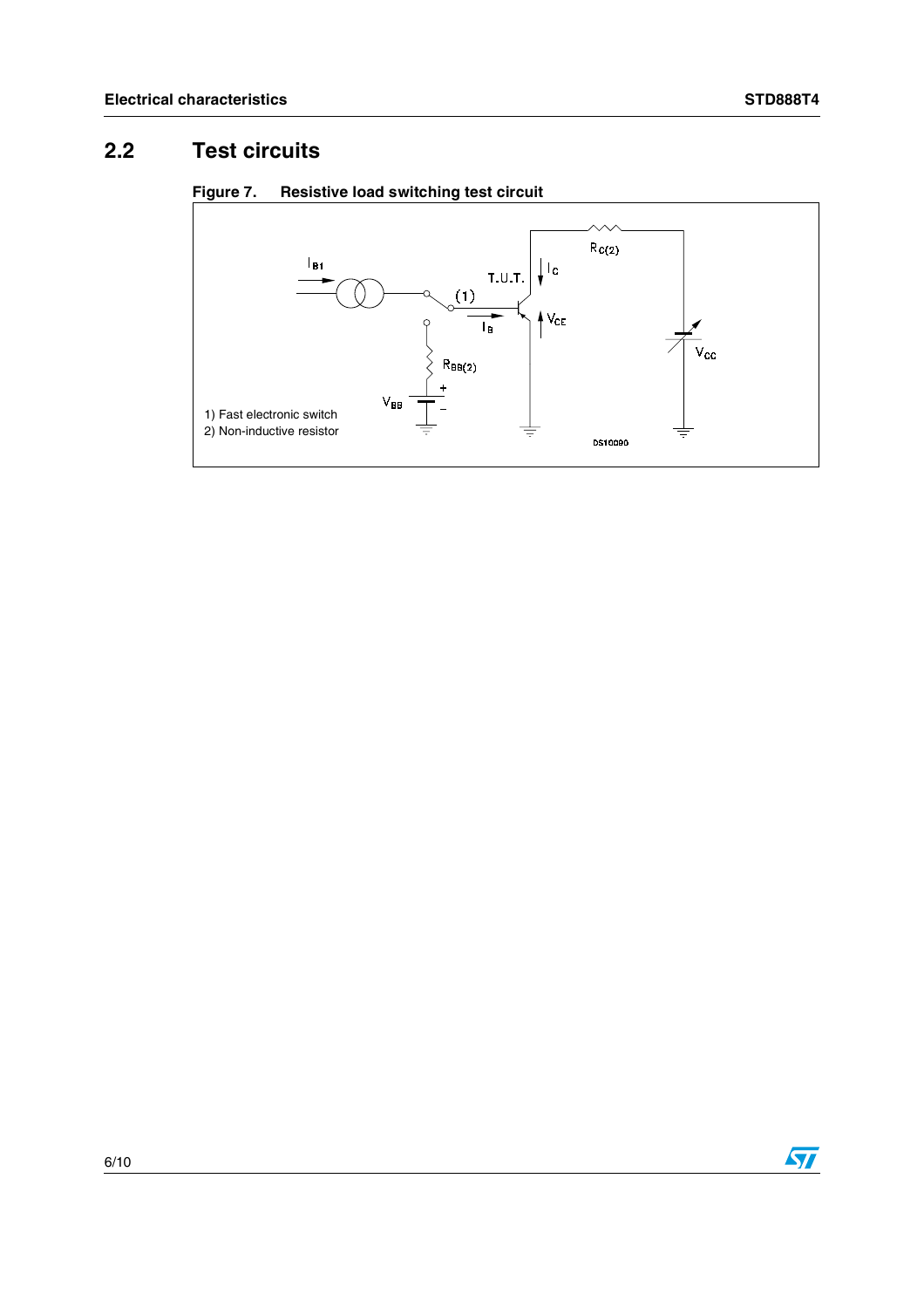## 2.2 Test circuits

**Figure 7. Resistive load switching test circuit**

1) Fast electronic switch
2) Non-inductive resistor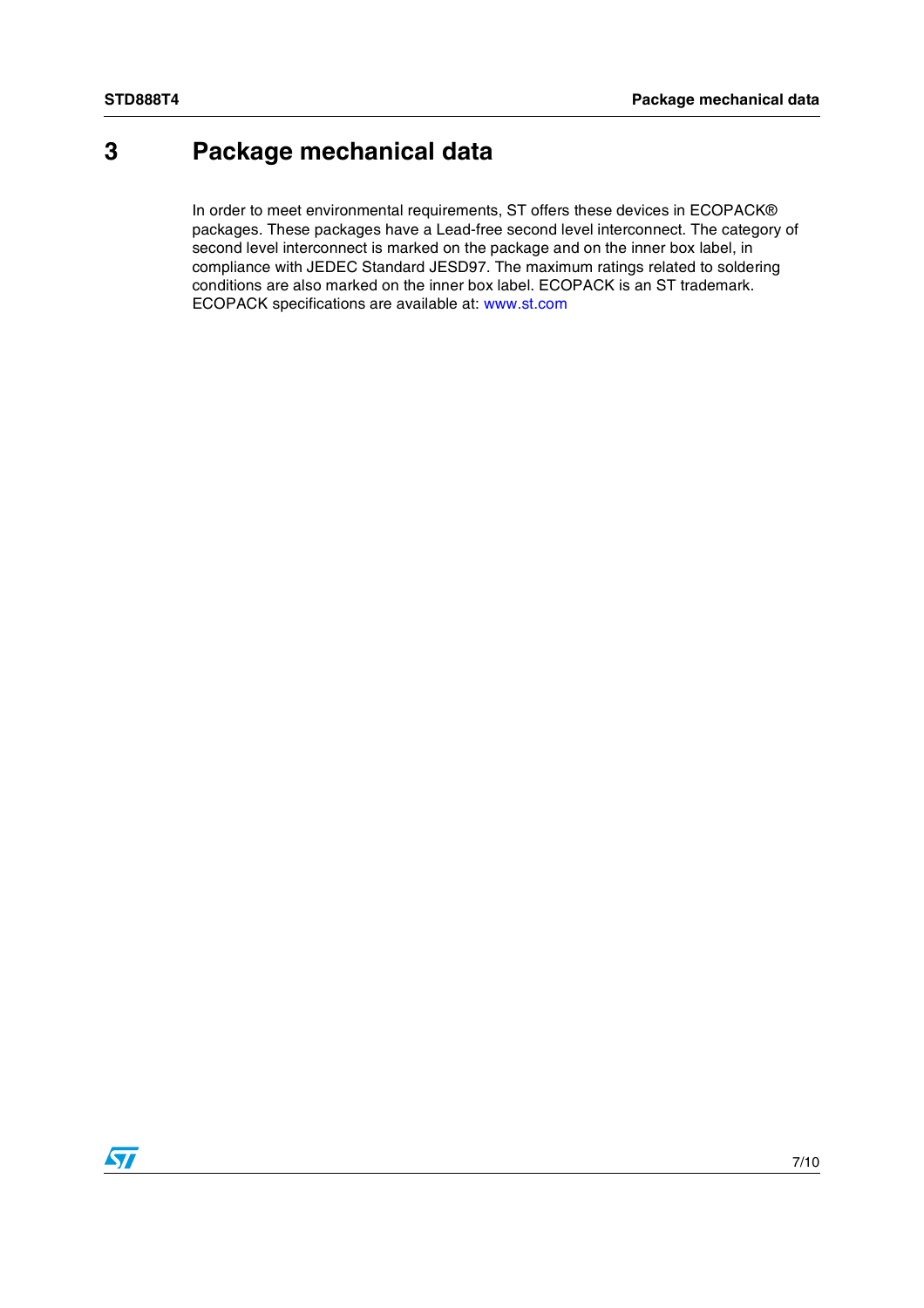# 3 Package mechanical data

In order to meet environmental requirements, ST offers these devices in ECOPACK® packages. These packages have a Lead-free second level interconnect. The category of second level interconnect is marked on the package and on the inner box label, in compliance with JEDEC Standard JESD97. The maximum ratings related to soldering conditions are also marked on the inner box label. ECOPACK is an ST trademark. ECOPACK specifications are available at: www.st.com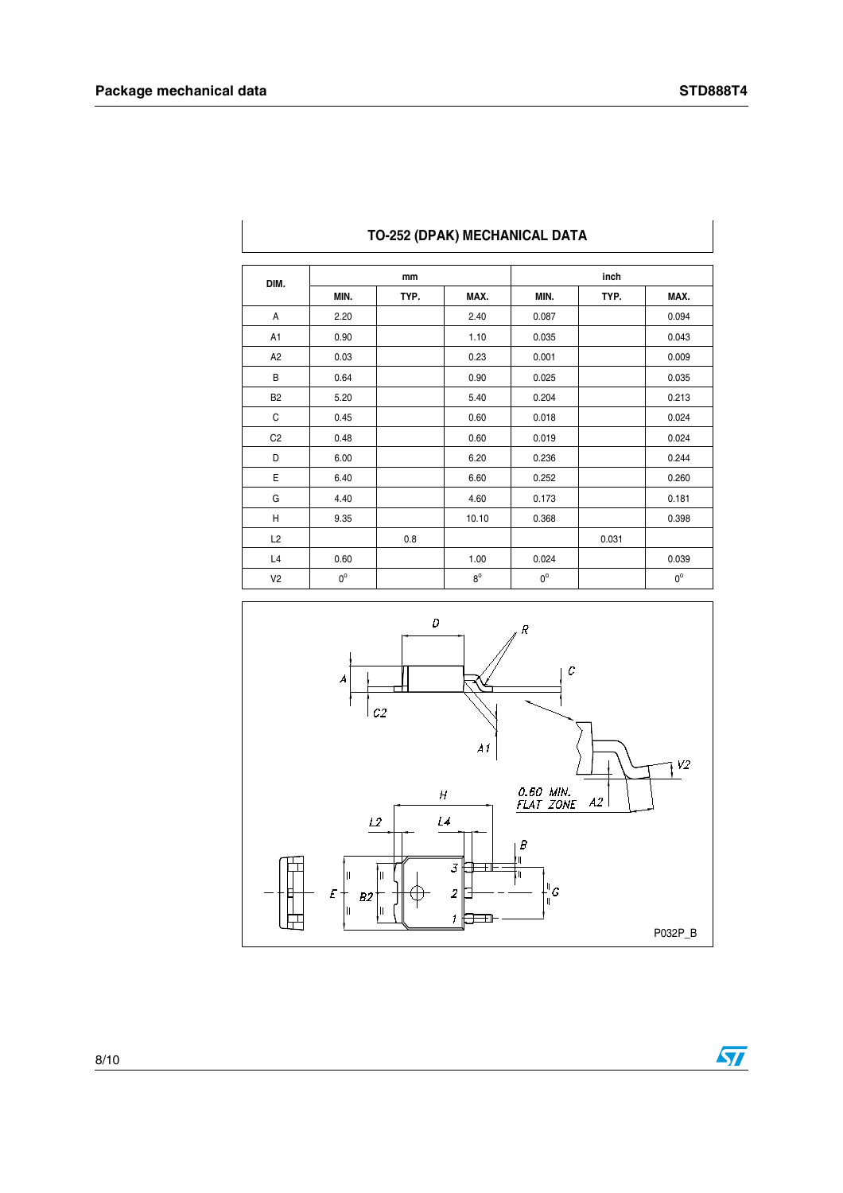## TO-252 (DPAK) MECHANICAL DATA

| DIM. | mm | | | inch | | |
|---|---|---|---|---|---|---|
| | MIN. | TYP. | MAX. | MIN. | TYP. | MAX. |
| A | 2.20 | | 2.40 | 0.087 | | 0.094 |
| A1 | 0.90 | | 1.10 | 0.035 | | 0.043 |
| A2 | 0.03 | | 0.23 | 0.001 | | 0.009 |
| B | 0.64 | | 0.90 | 0.025 | | 0.035 |
| B2 | 5.20 | | 5.40 | 0.204 | | 0.213 |
| C | 0.45 | | 0.60 | 0.018 | | 0.024 |
| C2 | 0.48 | | 0.60 | 0.019 | | 0.024 |
| D | 6.00 | | 6.20 | 0.236 | | 0.244 |
| E | 6.40 | | 6.60 | 0.252 | | 0.260 |
| G | 4.40 | | 4.60 | 0.173 | | 0.181 |
| H | 9.35 | | 10.10 | 0.368 | | 0.398 |
| L2 | | 0.8 | | | 0.031 | |
| L4 | 0.60 | | 1.00 | 0.024 | | 0.039 |
| V2 | 0° | | 8° | 0° | | 0° |

P032P_B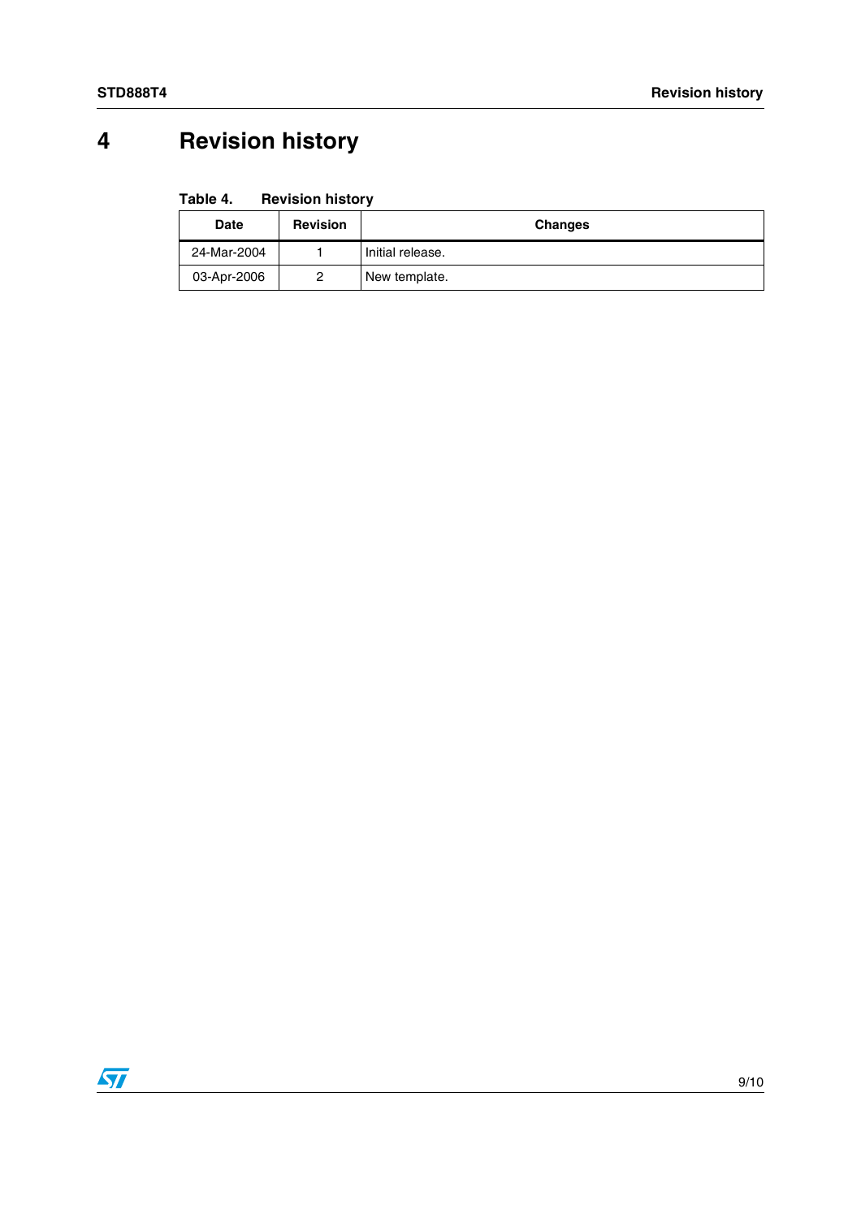# 4 Revision history

Table 4. Revision history

| Date | Revision | Changes |
|---|---|---|
| 24-Mar-2004 | 1 | Initial release. |
| 03-Apr-2006 | 2 | New template. |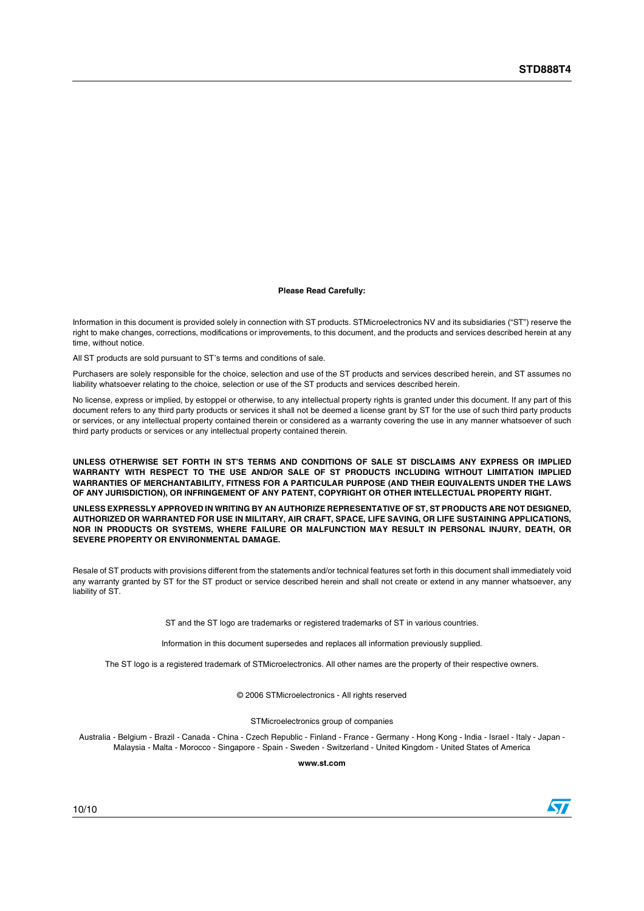**Please Read Carefully:**

Information in this document is provided solely in connection with ST products. STMicroelectronics NV and its subsidiaries ("ST") reserve the right to make changes, corrections, modifications or improvements, to this document, and the products and services described herein at any time, without notice.

All ST products are sold pursuant to ST's terms and conditions of sale.

Purchasers are solely responsible for the choice, selection and use of the ST products and services described herein, and ST assumes no liability whatsoever relating to the choice, selection or use of the ST products and services described herein.

No license, express or implied, by estoppel or otherwise, to any intellectual property rights is granted under this document. If any part of this document refers to any third party products or services it shall not be deemed a license grant by ST for the use of such third party products or services, or any intellectual property contained therein or considered as a warranty covering the use in any manner whatsoever of such third party products or services or any intellectual property contained therein.

**UNLESS OTHERWISE SET FORTH IN ST'S TERMS AND CONDITIONS OF SALE ST DISCLAIMS ANY EXPRESS OR IMPLIED WARRANTY WITH RESPECT TO THE USE AND/OR SALE OF ST PRODUCTS INCLUDING WITHOUT LIMITATION IMPLIED WARRANTIES OF MERCHANTABILITY, FITNESS FOR A PARTICULAR PURPOSE (AND THEIR EQUIVALENTS UNDER THE LAWS OF ANY JURISDICTION), OR INFRINGEMENT OF ANY PATENT, COPYRIGHT OR OTHER INTELLECTUAL PROPERTY RIGHT.**

**UNLESS EXPRESSLY APPROVED IN WRITING BY AN AUTHORIZE REPRESENTATIVE OF ST, ST PRODUCTS ARE NOT DESIGNED, AUTHORIZED OR WARRANTED FOR USE IN MILITARY, AIR CRAFT, SPACE, LIFE SAVING, OR LIFE SUSTAINING APPLICATIONS, NOR IN PRODUCTS OR SYSTEMS, WHERE FAILURE OR MALFUNCTION MAY RESULT IN PERSONAL INJURY, DEATH, OR SEVERE PROPERTY OR ENVIRONMENTAL DAMAGE.**

Resale of ST products with provisions different from the statements and/or technical features set forth in this document shall immediately void any warranty granted by ST for the ST product or service described herein and shall not create or extend in any manner whatsoever, any liability of ST.

ST and the ST logo are trademarks or registered trademarks of ST in various countries.

Information in this document supersedes and replaces all information previously supplied.

The ST logo is a registered trademark of STMicroelectronics. All other names are the property of their respective owners.

© 2006 STMicroelectronics - All rights reserved

STMicroelectronics group of companies

Australia - Belgium - Brazil - Canada - China - Czech Republic - Finland - France - Germany - Hong Kong - India - Israel - Italy - Japan - Malaysia - Malta - Morocco - Singapore - Spain - Sweden - Switzerland - United Kingdom - United States of America

**www.st.com**